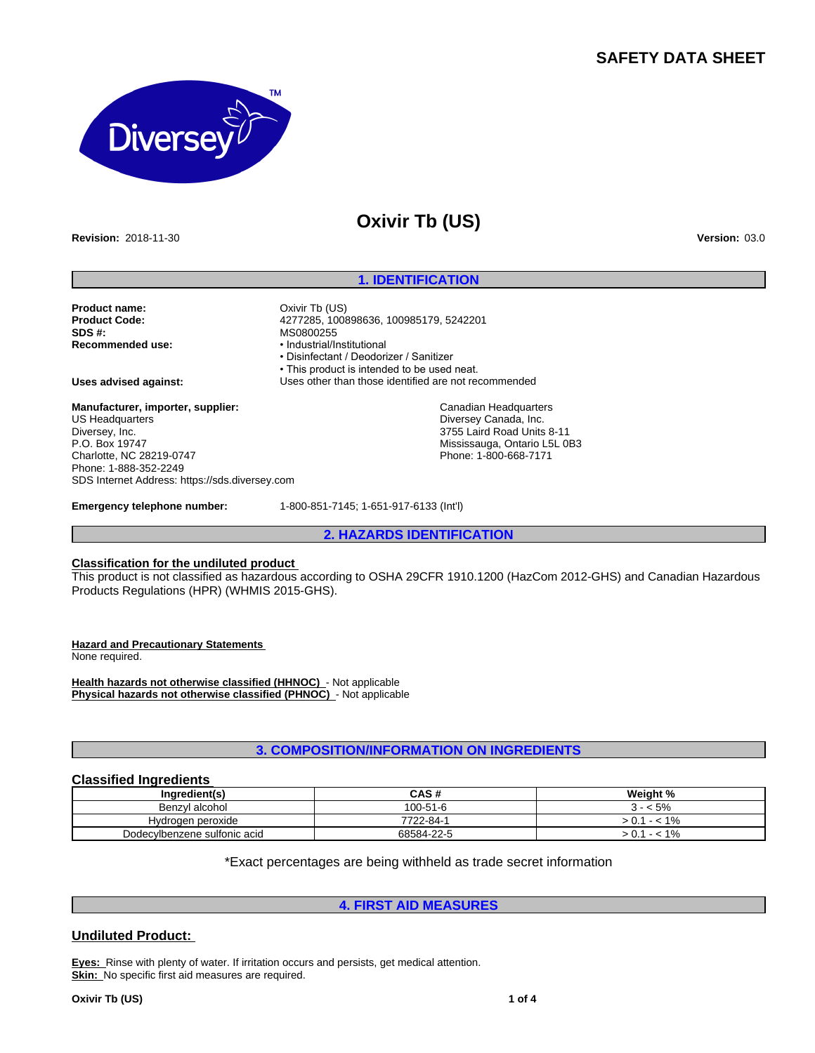# SAFETY DATA SHEET

# Oxivir Tb (US)

**Revision:** 2018-11-30

**Version:** 03.0

## 1. IDENTIFICATION

**Product name:** Oxivir Tb (US)
**Product Code:** 4277285, 100898636, 100985179, 5242201
**SDS #:** MS0800255
**Recommended use:**
- Industrial/Institutional
- Disinfectant / Deodorizer / Sanitizer
- This product is intended to be used neat.

**Uses advised against:** Uses other than those identified are not recommended

**Manufacturer, importer, supplier:**

US Headquarters
Diversey, Inc.
P.O. Box 19747
Charlotte, NC 28219-0747
Phone: 1-888-352-2249
SDS Internet Address: https://sds.diversey.com

Canadian Headquarters
Diversey Canada, Inc.
3755 Laird Road Units 8-11
Mississauga, Ontario L5L 0B3
Phone: 1-800-668-7171

**Emergency telephone number:** 1-800-851-7145; 1-651-917-6133 (Int'l)

## 2. HAZARDS IDENTIFICATION

**Classification for the undiluted product**

This product is not classified as hazardous according to OSHA 29CFR 1910.1200 (HazCom 2012-GHS) and Canadian Hazardous Products Regulations (HPR) (WHMIS 2015-GHS).

**Hazard and Precautionary Statements**

None required.

**Health hazards not otherwise classified (HHNOC)** - Not applicable
**Physical hazards not otherwise classified (PHNOC)** - Not applicable

## 3. COMPOSITION/INFORMATION ON INGREDIENTS

### Classified Ingredients

| Ingredient(s) | CAS # | Weight % |
|---|---|---|
| Benzyl alcohol | 100-51-6 | 3 - < 5% |
| Hydrogen peroxide | 7722-84-1 | > 0.1 - < 1% |
| Dodecylbenzene sulfonic acid | 68584-22-5 | > 0.1 - < 1% |

*Exact percentages are being withheld as trade secret information

## 4. FIRST AID MEASURES

### Undiluted Product:

**Eyes:** Rinse with plenty of water. If irritation occurs and persists, get medical attention.
**Skin:** No specific first aid measures are required.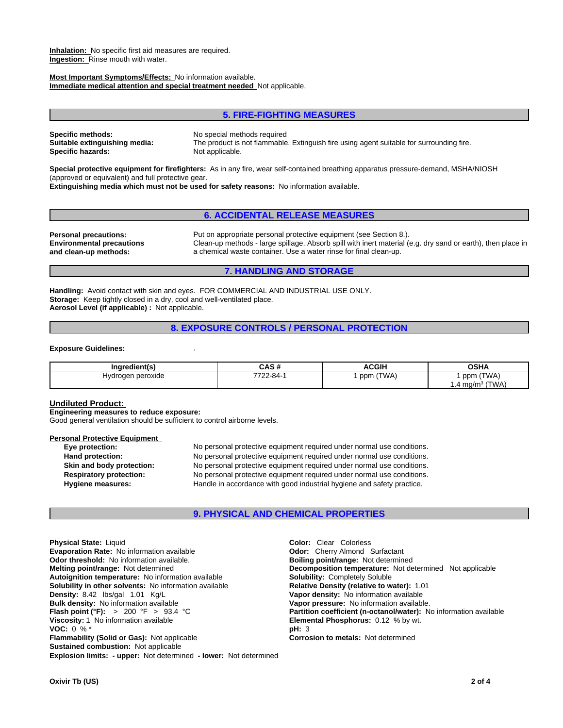**Inhalation:** No specific first aid measures are required.
**Ingestion:** Rinse mouth with water.

**Most Important Symptoms/Effects:** No information available.
**Immediate medical attention and special treatment needed** Not applicable.

## 5. FIRE-FIGHTING MEASURES

**Specific methods:** No special methods required
**Suitable extinguishing media:** The product is not flammable. Extinguish fire using agent suitable for surrounding fire.
**Specific hazards:** Not applicable.

**Special protective equipment for firefighters:** As in any fire, wear self-contained breathing apparatus pressure-demand, MSHA/NIOSH (approved or equivalent) and full protective gear.
**Extinguishing media which must not be used for safety reasons:** No information available.

## 6. ACCIDENTAL RELEASE MEASURES

**Personal precautions:** Put on appropriate personal protective equipment (see Section 8.).
**Environmental precautions and clean-up methods:** Clean-up methods - large spillage. Absorb spill with inert material (e.g. dry sand or earth), then place in a chemical waste container. Use a water rinse for final clean-up.

## 7. HANDLING AND STORAGE

**Handling:** Avoid contact with skin and eyes. FOR COMMERCIAL AND INDUSTRIAL USE ONLY.
**Storage:** Keep tightly closed in a dry, cool and well-ventilated place.
**Aerosol Level (if applicable) :** Not applicable.

## 8. EXPOSURE CONTROLS / PERSONAL PROTECTION

**Exposure Guidelines:** .

| Ingredient(s) | CAS # | ACGIH | OSHA |
|---|---|---|---|
| Hydrogen peroxide | 7722-84-1 | 1 ppm (TWA) | 1 ppm (TWA)<br>1.4 mg/m³ (TWA) |

**Undiluted Product:**
**Engineering measures to reduce exposure:**
Good general ventilation should be sufficient to control airborne levels.

**Personal Protective Equipment**

- **Eye protection:** No personal protective equipment required under normal use conditions.
- **Hand protection:** No personal protective equipment required under normal use conditions.
- **Skin and body protection:** No personal protective equipment required under normal use conditions.
- **Respiratory protection:** No personal protective equipment required under normal use conditions.
- **Hygiene measures:** Handle in accordance with good industrial hygiene and safety practice.

## 9. PHYSICAL AND CHEMICAL PROPERTIES

**Physical State:** Liquid
**Evaporation Rate:** No information available
**Odor threshold:** No information available.
**Melting point/range:** Not determined
**Autoignition temperature:** No information available
**Solubility in other solvents:** No information available
**Density:** 8.42 lbs/gal 1.01 Kg/L
**Bulk density:** No information available
**Flash point (°F):** > 200 °F > 93.4 °C
**Viscosity:** 1 No information available
**VOC:** 0 % *
**Flammability (Solid or Gas):** Not applicable
**Sustained combustion:** Not applicable
**Explosion limits: - upper:** Not determined **- lower:** Not determined

**Color:** Clear Colorless
**Odor:** Cherry Almond Surfactant
**Boiling point/range:** Not determined
**Decomposition temperature:** Not determined Not applicable
**Solubility:** Completely Soluble
**Relative Density (relative to water):** 1.01
**Vapor density:** No information available
**Vapor pressure:** No information available.
**Partition coefficient (n-octanol/water):** No information available
**Elemental Phosphorus:** 0.12 % by wt.
**pH:** 3
**Corrosion to metals:** Not determined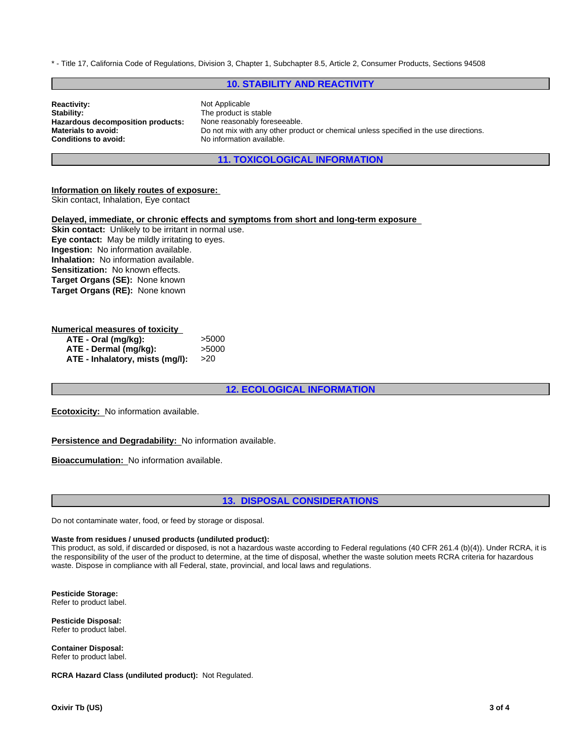* - Title 17, California Code of Regulations, Division 3, Chapter 1, Subchapter 8.5, Article 2, Consumer Products, Sections 94508

## 10. STABILITY AND REACTIVITY

| | |
|---|---|
| **Reactivity:** | Not Applicable |
| **Stability:** | The product is stable |
| **Hazardous decomposition products:** | None reasonably foreseeable. |
| **Materials to avoid:** | Do not mix with any other product or chemical unless specified in the use directions. |
| **Conditions to avoid:** | No information available. |

## 11. TOXICOLOGICAL INFORMATION

**Information on likely routes of exposure:**
Skin contact, Inhalation, Eye contact

**Delayed, immediate, or chronic effects and symptoms from short and long-term exposure**
**Skin contact:** Unlikely to be irritant in normal use.
**Eye contact:** May be mildly irritating to eyes.
**Ingestion:** No information available.
**Inhalation:** No information available.
**Sensitization:** No known effects.
**Target Organs (SE):** None known
**Target Organs (RE):** None known

**Numerical measures of toxicity**

| | |
|---|---|
| **ATE - Oral (mg/kg):** | >5000 |
| **ATE - Dermal (mg/kg):** | >5000 |
| **ATE - Inhalatory, mists (mg/l):** | >20 |

## 12. ECOLOGICAL INFORMATION

**Ecotoxicity:** No information available.

**Persistence and Degradability:** No information available.

**Bioaccumulation:** No information available.

## 13. DISPOSAL CONSIDERATIONS

Do not contaminate water, food, or feed by storage or disposal.

**Waste from residues / unused products (undiluted product):**
This product, as sold, if discarded or disposed, is not a hazardous waste according to Federal regulations (40 CFR 261.4 (b)(4)). Under RCRA, it is the responsibility of the user of the product to determine, at the time of disposal, whether the waste solution meets RCRA criteria for hazardous waste. Dispose in compliance with all Federal, state, provincial, and local laws and regulations.

**Pesticide Storage:**
Refer to product label.

**Pesticide Disposal:**
Refer to product label.

**Container Disposal:**
Refer to product label.

**RCRA Hazard Class (undiluted product):** Not Regulated.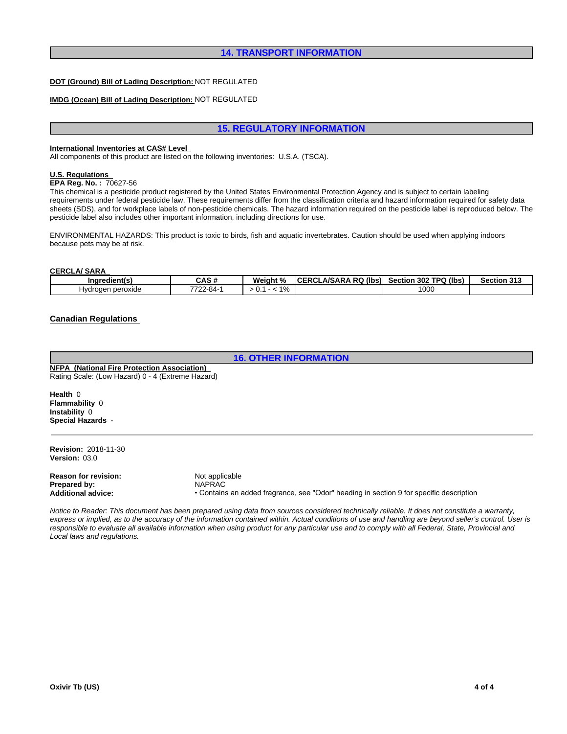## 14. TRANSPORT INFORMATION

**DOT (Ground) Bill of Lading Description:** NOT REGULATED

**IMDG (Ocean) Bill of Lading Description:** NOT REGULATED

## 15. REGULATORY INFORMATION

**International Inventories at CAS# Level**

All components of this product are listed on the following inventories: U.S.A. (TSCA).

**U.S. Regulations**

**EPA Reg. No. :** 70627-56

This chemical is a pesticide product registered by the United States Environmental Protection Agency and is subject to certain labeling requirements under federal pesticide law. These requirements differ from the classification criteria and hazard information required for safety data sheets (SDS), and for workplace labels of non-pesticide chemicals. The hazard information required on the pesticide label is reproduced below. The pesticide label also includes other important information, including directions for use.

ENVIRONMENTAL HAZARDS: This product is toxic to birds, fish and aquatic invertebrates. Caution should be used when applying indoors because pets may be at risk.

**CERCLA/ SARA**

| Ingredient(s) | CAS # | Weight % | CERCLA/SARA RQ (lbs) | Section 302 TPQ (lbs) | Section 313 |
|---|---|---|---|---|---|
| Hydrogen peroxide | 7722-84-1 | > 0.1 - < 1% | | 1000 | |

**Canadian Regulations**

## 16. OTHER INFORMATION

**NFPA (National Fire Protection Association)**

Rating Scale: (Low Hazard) 0 - 4 (Extreme Hazard)

**Health** 0
**Flammability** 0
**Instability** 0
**Special Hazards** -

**Revision:** 2018-11-30
**Version:** 03.0

**Reason for revision:** Not applicable
**Prepared by:** NAPRAC
**Additional advice:** • Contains an added fragrance, see "Odor" heading in section 9 for specific description

*Notice to Reader: This document has been prepared using data from sources considered technically reliable. It does not constitute a warranty, express or implied, as to the accuracy of the information contained within. Actual conditions of use and handling are beyond seller's control. User is responsible to evaluate all available information when using product for any particular use and to comply with all Federal, State, Provincial and Local laws and regulations.*